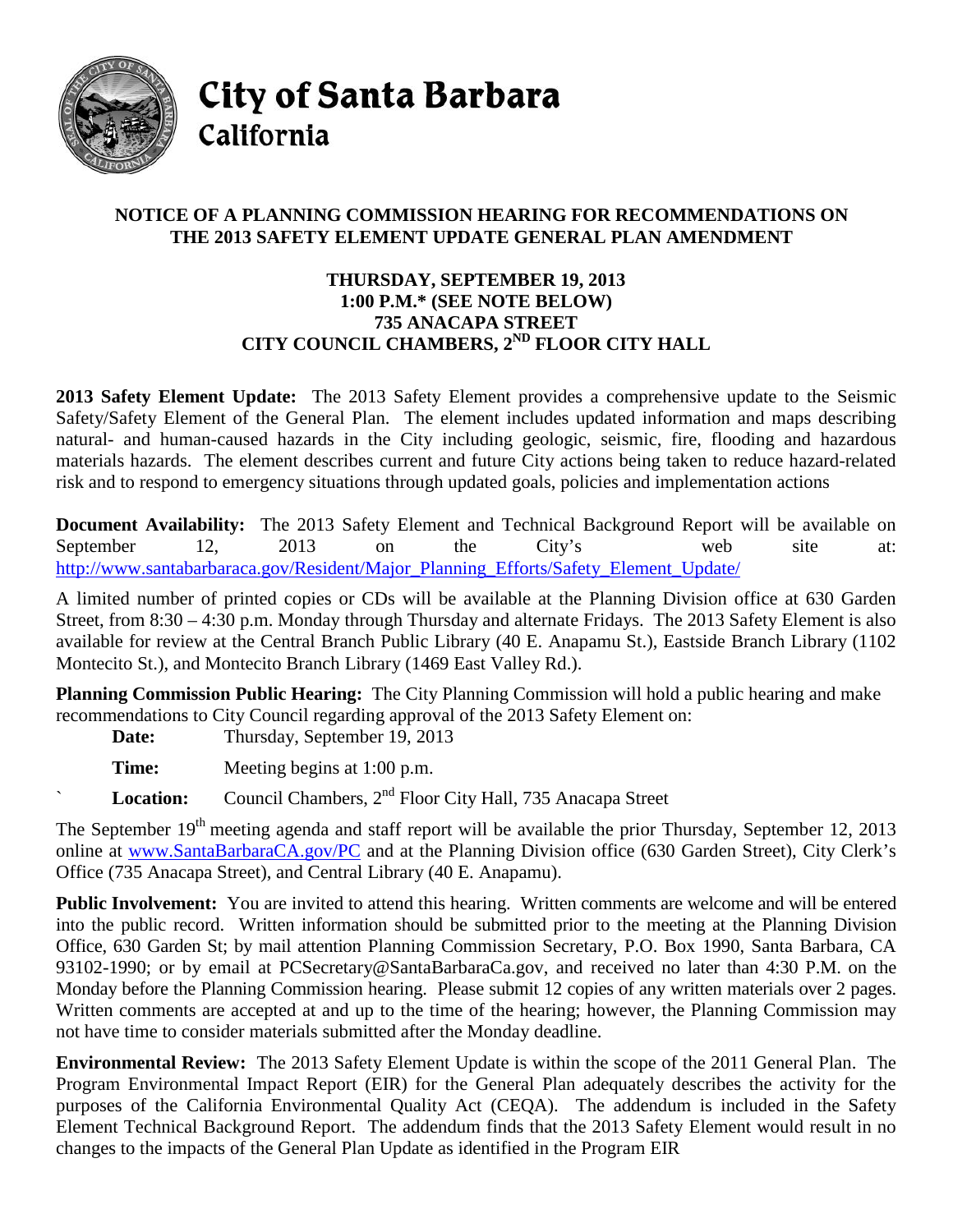# City of Santa Barbara
## California

### NOTICE OF A PLANNING COMMISSION HEARING FOR RECOMMENDATIONS ON THE 2013 SAFETY ELEMENT UPDATE GENERAL PLAN AMENDMENT

**THURSDAY, SEPTEMBER 19, 2013**
**1:00 P.M.\* (SEE NOTE BELOW)**
**735 ANACAPA STREET**
**CITY COUNCIL CHAMBERS, 2ND FLOOR CITY HALL**

**2013 Safety Element Update:** The 2013 Safety Element provides a comprehensive update to the Seismic Safety/Safety Element of the General Plan. The element includes updated information and maps describing natural- and human-caused hazards in the City including geologic, seismic, fire, flooding and hazardous materials hazards. The element describes current and future City actions being taken to reduce hazard-related risk and to respond to emergency situations through updated goals, policies and implementation actions

**Document Availability:** The 2013 Safety Element and Technical Background Report will be available on September 12, 2013 on the City's web site at: [http://www.santabarbaraca.gov/Resident/Major_Planning_Efforts/Safety_Element_Update/](http://www.santabarbaraca.gov/Resident/Major_Planning_Efforts/Safety_Element_Update/)

A limited number of printed copies or CDs will be available at the Planning Division office at 630 Garden Street, from 8:30 – 4:30 p.m. Monday through Thursday and alternate Fridays. The 2013 Safety Element is also available for review at the Central Branch Public Library (40 E. Anapamu St.), Eastside Branch Library (1102 Montecito St.), and Montecito Branch Library (1469 East Valley Rd.).

**Planning Commission Public Hearing:** The City Planning Commission will hold a public hearing and make recommendations to City Council regarding approval of the 2013 Safety Element on:

**Date:** Thursday, September 19, 2013

**Time:** Meeting begins at 1:00 p.m.

**Location:** Council Chambers, 2nd Floor City Hall, 735 Anacapa Street

The September 19th meeting agenda and staff report will be available the prior Thursday, September 12, 2013 online at [www.SantaBarbaraCA.gov/PC](http://www.SantaBarbaraCA.gov/PC) and at the Planning Division office (630 Garden Street), City Clerk's Office (735 Anacapa Street), and Central Library (40 E. Anapamu).

**Public Involvement:** You are invited to attend this hearing. Written comments are welcome and will be entered into the public record. Written information should be submitted prior to the meeting at the Planning Division Office, 630 Garden St; by mail attention Planning Commission Secretary, P.O. Box 1990, Santa Barbara, CA 93102-1990; or by email at PCSecretary@SantaBarbaraCa.gov, and received no later than 4:30 P.M. on the Monday before the Planning Commission hearing. Please submit 12 copies of any written materials over 2 pages. Written comments are accepted at and up to the time of the hearing; however, the Planning Commission may not have time to consider materials submitted after the Monday deadline.

**Environmental Review:** The 2013 Safety Element Update is within the scope of the 2011 General Plan. The Program Environmental Impact Report (EIR) for the General Plan adequately describes the activity for the purposes of the California Environmental Quality Act (CEQA). The addendum is included in the Safety Element Technical Background Report. The addendum finds that the 2013 Safety Element would result in no changes to the impacts of the General Plan Update as identified in the Program EIR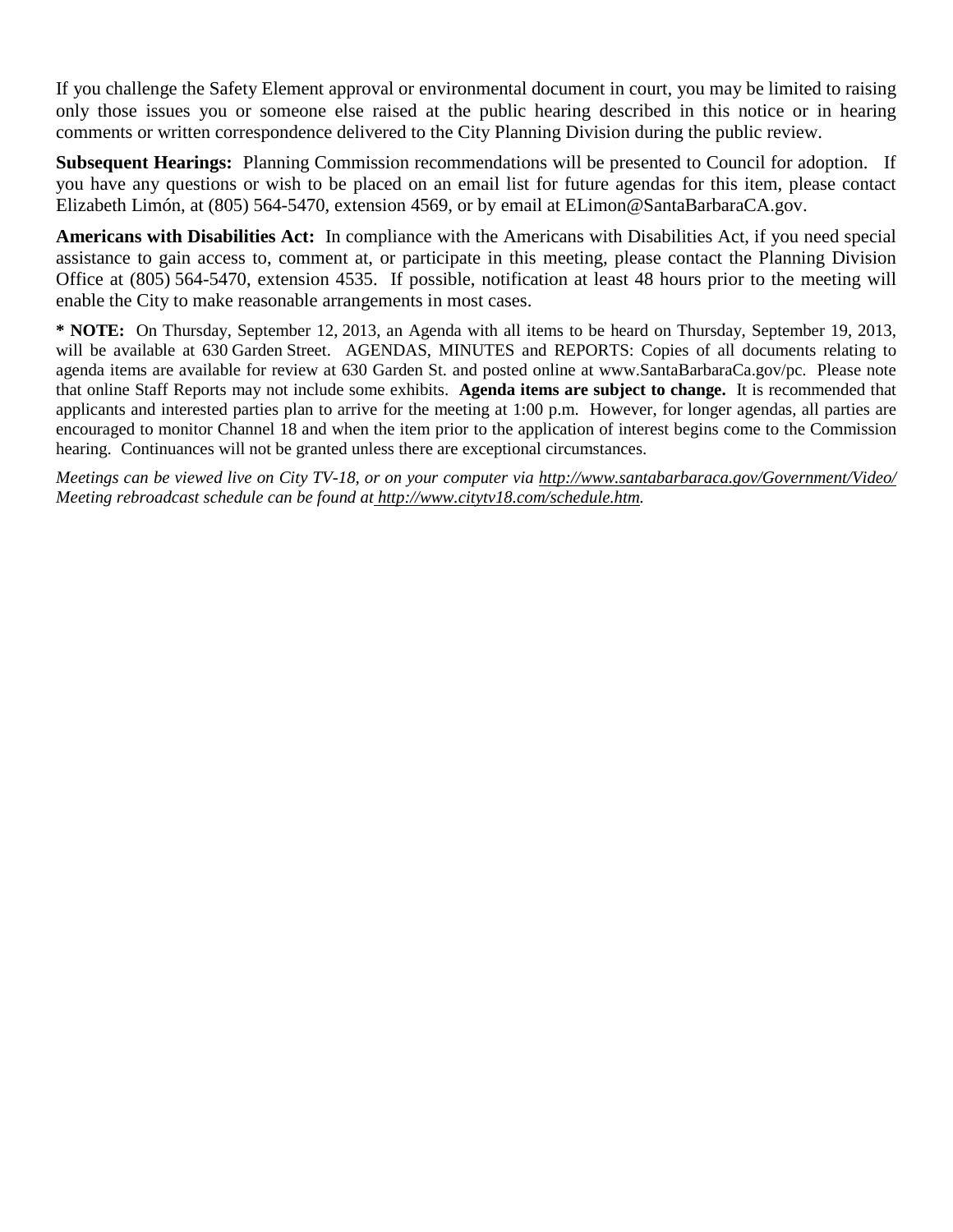If you challenge the Safety Element approval or environmental document in court, you may be limited to raising only those issues you or someone else raised at the public hearing described in this notice or in hearing comments or written correspondence delivered to the City Planning Division during the public review.

**Subsequent Hearings:** Planning Commission recommendations will be presented to Council for adoption. If you have any questions or wish to be placed on an email list for future agendas for this item, please contact Elizabeth Limón, at (805) 564-5470, extension 4569, or by email at ELimon@SantaBarbaraCA.gov.

**Americans with Disabilities Act:** In compliance with the Americans with Disabilities Act, if you need special assistance to gain access to, comment at, or participate in this meeting, please contact the Planning Division Office at (805) 564-5470, extension 4535. If possible, notification at least 48 hours prior to the meeting will enable the City to make reasonable arrangements in most cases.

**\* NOTE:** On Thursday, September 12, 2013, an Agenda with all items to be heard on Thursday, September 19, 2013, will be available at 630 Garden Street. AGENDAS, MINUTES and REPORTS: Copies of all documents relating to agenda items are available for review at 630 Garden St. and posted online at www.SantaBarbaraCa.gov/pc. Please note that online Staff Reports may not include some exhibits. **Agenda items are subject to change.** It is recommended that applicants and interested parties plan to arrive for the meeting at 1:00 p.m. However, for longer agendas, all parties are encouraged to monitor Channel 18 and when the item prior to the application of interest begins come to the Commission hearing. Continuances will not be granted unless there are exceptional circumstances.

*Meetings can be viewed live on City TV-18, or on your computer via http://www.santabarbaraca.gov/Government/Video/ Meeting rebroadcast schedule can be found at http://www.citytv18.com/schedule.htm.*